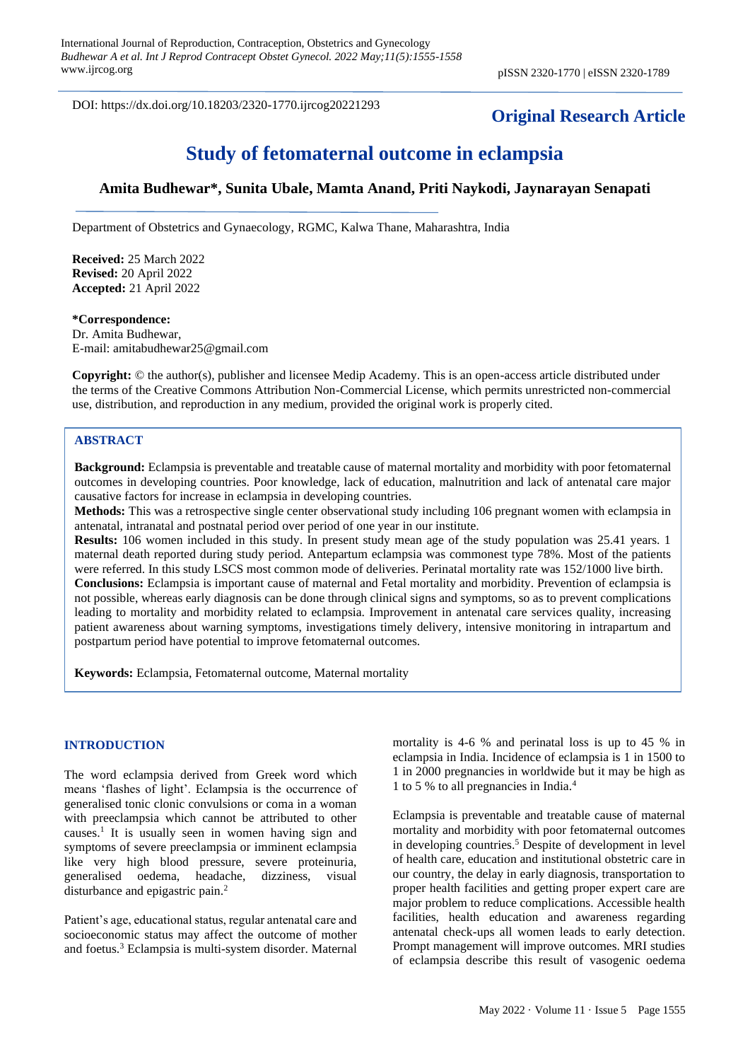DOI: https://dx.doi.org/10.18203/2320-1770.ijrcog20221293

**Original Research Article**

# Study of fetomaternal outcome in eclampsia

**Amita Budhewar\*, Sunita Ubale, Mamta Anand, Priti Naykodi, Jaynarayan Senapati**

Department of Obstetrics and Gynaecology, RGMC, Kalwa Thane, Maharashtra, India

**Received:** 25 March 2022
**Revised:** 20 April 2022
**Accepted:** 21 April 2022

**\*Correspondence:**
Dr. Amita Budhewar,
E-mail: amitabudhewar25@gmail.com

**Copyright:** © the author(s), publisher and licensee Medip Academy. This is an open-access article distributed under the terms of the Creative Commons Attribution Non-Commercial License, which permits unrestricted non-commercial use, distribution, and reproduction in any medium, provided the original work is properly cited.

## ABSTRACT

**Background:** Eclampsia is preventable and treatable cause of maternal mortality and morbidity with poor fetomaternal outcomes in developing countries. Poor knowledge, lack of education, malnutrition and lack of antenatal care major causative factors for increase in eclampsia in developing countries.

**Methods:** This was a retrospective single center observational study including 106 pregnant women with eclampsia in antenatal, intranatal and postnatal period over period of one year in our institute.

**Results:** 106 women included in this study. In present study mean age of the study population was 25.41 years. 1 maternal death reported during study period. Antepartum eclampsia was commonest type 78%. Most of the patients were referred. In this study LSCS most common mode of deliveries. Perinatal mortality rate was 152/1000 live birth.

**Conclusions:** Eclampsia is important cause of maternal and Fetal mortality and morbidity. Prevention of eclampsia is not possible, whereas early diagnosis can be done through clinical signs and symptoms, so as to prevent complications leading to mortality and morbidity related to eclampsia. Improvement in antenatal care services quality, increasing patient awareness about warning symptoms, investigations timely delivery, intensive monitoring in intrapartum and postpartum period have potential to improve fetomaternal outcomes.

**Keywords:** Eclampsia, Fetomaternal outcome, Maternal mortality

## INTRODUCTION

The word eclampsia derived from Greek word which means 'flashes of light'. Eclampsia is the occurrence of generalised tonic clonic convulsions or coma in a woman with preeclampsia which cannot be attributed to other causes.[1] It is usually seen in women having sign and symptoms of severe preeclampsia or imminent eclampsia like very high blood pressure, severe proteinuria, generalised oedema, headache, dizziness, visual disturbance and epigastric pain.[2]

Patient's age, educational status, regular antenatal care and socioeconomic status may affect the outcome of mother and foetus.[3] Eclampsia is multi-system disorder. Maternal mortality is 4-6 % and perinatal loss is up to 45 % in eclampsia in India. Incidence of eclampsia is 1 in 1500 to 1 in 2000 pregnancies in worldwide but it may be high as 1 to 5 % to all pregnancies in India.[4]

Eclampsia is preventable and treatable cause of maternal mortality and morbidity with poor fetomaternal outcomes in developing countries.[5] Despite of development in level of health care, education and institutional obstetric care in our country, the delay in early diagnosis, transportation to proper health facilities and getting proper expert care are major problem to reduce complications. Accessible health facilities, health education and awareness regarding antenatal check-ups all women leads to early detection. Prompt management will improve outcomes. MRI studies of eclampsia describe this result of vasogenic oedema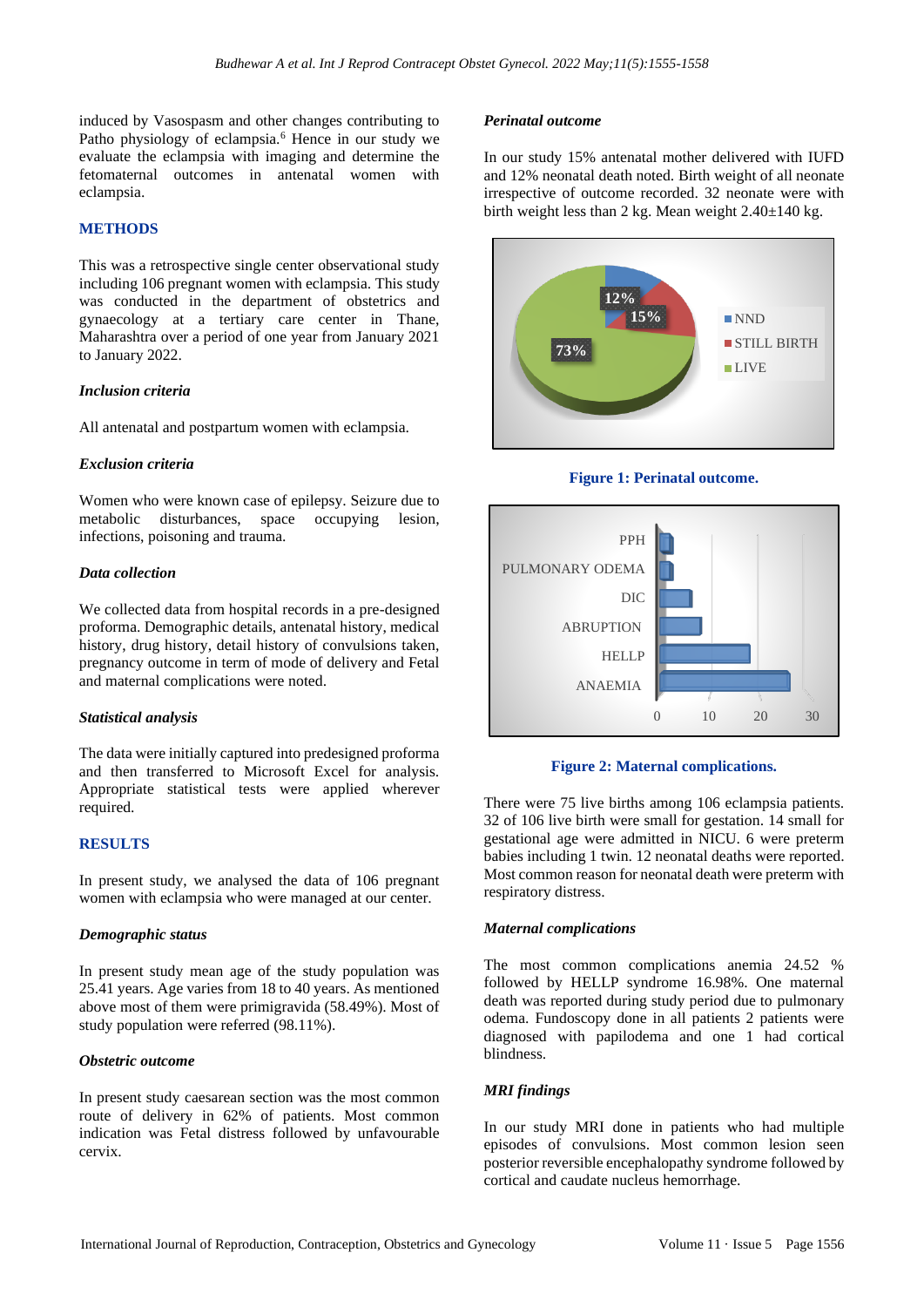induced by Vasospasm and other changes contributing to Patho physiology of eclampsia.[6] Hence in our study we evaluate the eclampsia with imaging and determine the fetomaternal outcomes in antenatal women with eclampsia.

## METHODS

This was a retrospective single center observational study including 106 pregnant women with eclampsia. This study was conducted in the department of obstetrics and gynaecology at a tertiary care center in Thane, Maharashtra over a period of one year from January 2021 to January 2022.

### *Inclusion criteria*

All antenatal and postpartum women with eclampsia.

### *Exclusion criteria*

Women who were known case of epilepsy. Seizure due to metabolic disturbances, space occupying lesion, infections, poisoning and trauma.

### *Data collection*

We collected data from hospital records in a pre-designed proforma. Demographic details, antenatal history, medical history, drug history, detail history of convulsions taken, pregnancy outcome in term of mode of delivery and Fetal and maternal complications were noted.

### *Statistical analysis*

The data were initially captured into predesigned proforma and then transferred to Microsoft Excel for analysis. Appropriate statistical tests were applied wherever required.

## RESULTS

In present study, we analysed the data of 106 pregnant women with eclampsia who were managed at our center.

### *Demographic status*

In present study mean age of the study population was 25.41 years. Age varies from 18 to 40 years. As mentioned above most of them were primigravida (58.49%). Most of study population were referred (98.11%).

### *Obstetric outcome*

In present study caesarean section was the most common route of delivery in 62% of patients. Most common indication was Fetal distress followed by unfavourable cervix.

### *Perinatal outcome*

In our study 15% antenatal mother delivered with IUFD and 12% neonatal death noted. Birth weight of all neonate irrespective of outcome recorded. 32 neonate were with birth weight less than 2 kg. Mean weight 2.40±140 kg.

**Figure 1: Perinatal outcome.**

**Figure 2: Maternal complications.**

There were 75 live births among 106 eclampsia patients. 32 of 106 live birth were small for gestation. 14 small for gestational age were admitted in NICU. 6 were preterm babies including 1 twin. 12 neonatal deaths were reported. Most common reason for neonatal death were preterm with respiratory distress.

### *Maternal complications*

The most common complications anemia 24.52 % followed by HELLP syndrome 16.98%. One maternal death was reported during study period due to pulmonary odema. Fundoscopy done in all patients 2 patients were diagnosed with papilodema and one 1 had cortical blindness.

### *MRI findings*

In our study MRI done in patients who had multiple episodes of convulsions. Most common lesion seen posterior reversible encephalopathy syndrome followed by cortical and caudate nucleus hemorrhage.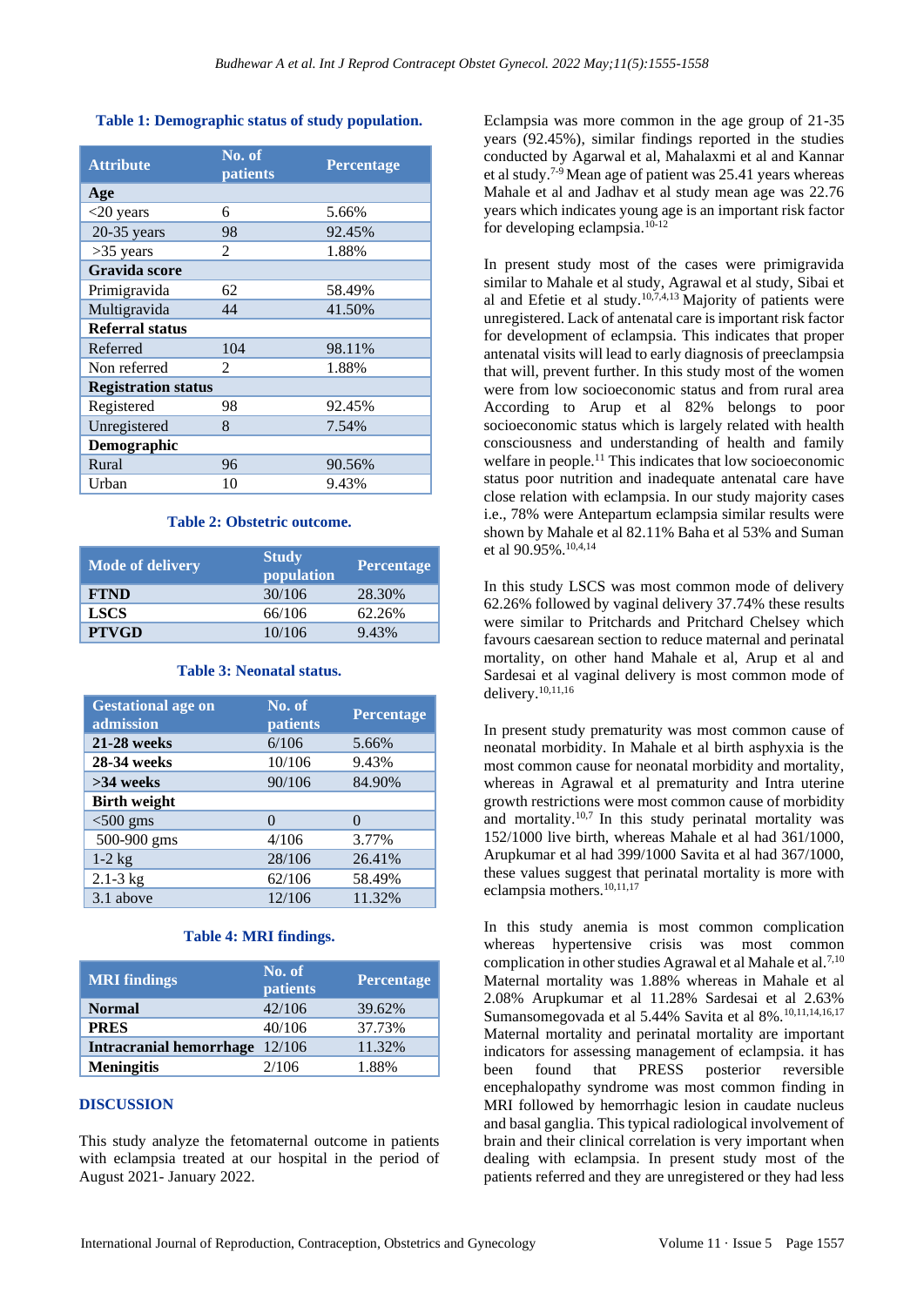**Table 1: Demographic status of study population.**

| Attribute | No. of patients | Percentage |
| --- | --- | --- |
| **Age** | | |
| <20 years | 6 | 5.66% |
| 20-35 years | 98 | 92.45% |
| >35 years | 2 | 1.88% |
| **Gravida score** | | |
| Primigravida | 62 | 58.49% |
| Multigravida | 44 | 41.50% |
| **Referral status** | | |
| Referred | 104 | 98.11% |
| Non referred | 2 | 1.88% |
| **Registration status** | | |
| Registered | 98 | 92.45% |
| Unregistered | 8 | 7.54% |
| **Demographic** | | |
| Rural | 96 | 90.56% |
| Urban | 10 | 9.43% |

**Table 2: Obstetric outcome.**

| Mode of delivery | Study population | Percentage |
| --- | --- | --- |
| **FTND** | 30/106 | 28.30% |
| **LSCS** | 66/106 | 62.26% |
| **PTVGD** | 10/106 | 9.43% |

**Table 3: Neonatal status.**

| Gestational age on admission | No. of patients | Percentage |
| --- | --- | --- |
| **21-28 weeks** | 6/106 | 5.66% |
| **28-34 weeks** | 10/106 | 9.43% |
| **>34 weeks** | 90/106 | 84.90% |
| **Birth weight** | | |
| <500 gms | 0 | 0 |
| 500-900 gms | 4/106 | 3.77% |
| 1-2 kg | 28/106 | 26.41% |
| 2.1-3 kg | 62/106 | 58.49% |
| 3.1 above | 12/106 | 11.32% |

**Table 4: MRI findings.**

| MRI findings | No. of patients | Percentage |
| --- | --- | --- |
| **Normal** | 42/106 | 39.62% |
| **PRES** | 40/106 | 37.73% |
| **Intracranial hemorrhage** | 12/106 | 11.32% |
| **Meningitis** | 2/106 | 1.88% |

## DISCUSSION

This study analyze the fetomaternal outcome in patients with eclampsia treated at our hospital in the period of August 2021- January 2022.

Eclampsia was more common in the age group of 21-35 years (92.45%), similar findings reported in the studies conducted by Agarwal et al, Mahalaxmi et al and Kannar et al study.[7-9] Mean age of patient was 25.41 years whereas Mahale et al and Jadhav et al study mean age was 22.76 years which indicates young age is an important risk factor for developing eclampsia.[10-12]

In present study most of the cases were primigravida similar to Mahale et al study, Agrawal et al study, Sibai et al and Efetie et al study.[10,7,4,13] Majority of patients were unregistered. Lack of antenatal care is important risk factor for development of eclampsia. This indicates that proper antenatal visits will lead to early diagnosis of preeclampsia that will, prevent further. In this study most of the women were from low socioeconomic status and from rural area According to Arup et al 82% belongs to poor socioeconomic status which is largely related with health consciousness and understanding of health and family welfare in people.[11] This indicates that low socioeconomic status poor nutrition and inadequate antenatal care have close relation with eclampsia. In our study majority cases i.e., 78% were Antepartum eclampsia similar results were shown by Mahale et al 82.11% Baha et al 53% and Suman et al 90.95%.[10,4,14]

In this study LSCS was most common mode of delivery 62.26% followed by vaginal delivery 37.74% these results were similar to Pritchards and Pritchard Chelsey which favours caesarean section to reduce maternal and perinatal mortality, on other hand Mahale et al, Arup et al and Sardesai et al vaginal delivery is most common mode of delivery.[10,11,16]

In present study prematurity was most common cause of neonatal morbidity. In Mahale et al birth asphyxia is the most common cause for neonatal morbidity and mortality, whereas in Agrawal et al prematurity and Intra uterine growth restrictions were most common cause of morbidity and mortality.[10,7] In this study perinatal mortality was 152/1000 live birth, whereas Mahale et al had 361/1000, Arupkumar et al had 399/1000 Savita et al had 367/1000, these values suggest that perinatal mortality is more with eclampsia mothers.[10,11,17]

In this study anemia is most common complication whereas hypertensive crisis was most common complication in other studies Agrawal et al Mahale et al.[7,10] Maternal mortality was 1.88% whereas in Mahale et al 2.08% Arupkumar et al 11.28% Sardesai et al 2.63% Sumansomegovada et al 5.44% Savita et al 8%.[10,11,14,16,17] Maternal mortality and perinatal mortality are important indicators for assessing management of eclampsia. it has been found that PRESS posterior reversible encephalopathy syndrome was most common finding in MRI followed by hemorrhagic lesion in caudate nucleus and basal ganglia. This typical radiological involvement of brain and their clinical correlation is very important when dealing with eclampsia. In present study most of the patients referred and they are unregistered or they had less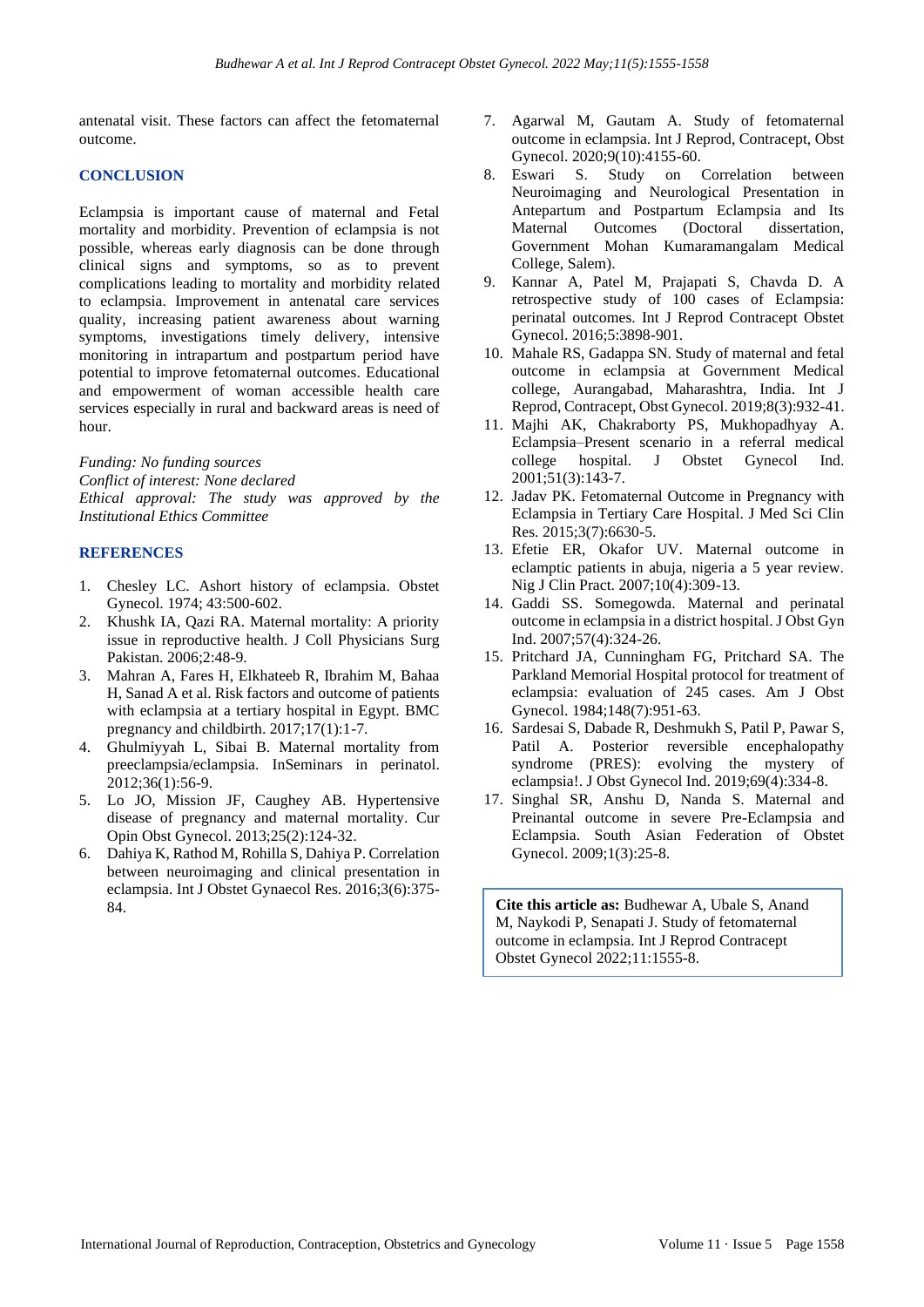antenatal visit. These factors can affect the fetomaternal outcome.

## CONCLUSION

Eclampsia is important cause of maternal and Fetal mortality and morbidity. Prevention of eclampsia is not possible, whereas early diagnosis can be done through clinical signs and symptoms, so as to prevent complications leading to mortality and morbidity related to eclampsia. Improvement in antenatal care services quality, increasing patient awareness about warning symptoms, investigations timely delivery, intensive monitoring in intrapartum and postpartum period have potential to improve fetomaternal outcomes. Educational and empowerment of woman accessible health care services especially in rural and backward areas is need of hour.

*Funding: No funding sources*
*Conflict of interest: None declared*
*Ethical approval: The study was approved by the Institutional Ethics Committee*

## REFERENCES

1. Chesley LC. Ashort history of eclampsia. Obstet Gynecol. 1974; 43:500-602.
2. Khushk IA, Qazi RA. Maternal mortality: A priority issue in reproductive health. J Coll Physicians Surg Pakistan. 2006;2:48-9.
3. Mahran A, Fares H, Elkhateeb R, Ibrahim M, Bahaa H, Sanad A et al. Risk factors and outcome of patients with eclampsia at a tertiary hospital in Egypt. BMC pregnancy and childbirth. 2017;17(1):1-7.
4. Ghulmiyyah L, Sibai B. Maternal mortality from preeclampsia/eclampsia. InSeminars in perinatol. 2012;36(1):56-9.
5. Lo JO, Mission JF, Caughey AB. Hypertensive disease of pregnancy and maternal mortality. Cur Opin Obst Gynecol. 2013;25(2):124-32.
6. Dahiya K, Rathod M, Rohilla S, Dahiya P. Correlation between neuroimaging and clinical presentation in eclampsia. Int J Obstet Gynaecol Res. 2016;3(6):375-84.
7. Agarwal M, Gautam A. Study of fetomaternal outcome in eclampsia. Int J Reprod, Contracept, Obst Gynecol. 2020;9(10):4155-60.
8. Eswari S. Study on Correlation between Neuroimaging and Neurological Presentation in Antepartum and Postpartum Eclampsia and Its Maternal Outcomes (Doctoral dissertation, Government Mohan Kumaramangalam Medical College, Salem).
9. Kannar A, Patel M, Prajapati S, Chavda D. A retrospective study of 100 cases of Eclampsia: perinatal outcomes. Int J Reprod Contracept Obstet Gynecol. 2016;5:3898-901.
10. Mahale RS, Gadappa SN. Study of maternal and fetal outcome in eclampsia at Government Medical college, Aurangabad, Maharashtra, India. Int J Reprod, Contracept, Obst Gynecol. 2019;8(3):932-41.
11. Majhi AK, Chakraborty PS, Mukhopadhyay A. Eclampsia–Present scenario in a referral medical college hospital. J Obstet Gynecol Ind. 2001;51(3):143-7.
12. Jadav PK. Fetomaternal Outcome in Pregnancy with Eclampsia in Tertiary Care Hospital. J Med Sci Clin Res. 2015;3(7):6630-5.
13. Efetie ER, Okafor UV. Maternal outcome in eclamptic patients in abuja, nigeria a 5 year review. Nig J Clin Pract. 2007;10(4):309-13.
14. Gaddi SS. Somegowda. Maternal and perinatal outcome in eclampsia in a district hospital. J Obst Gyn Ind. 2007;57(4):324-26.
15. Pritchard JA, Cunningham FG, Pritchard SA. The Parkland Memorial Hospital protocol for treatment of eclampsia: evaluation of 245 cases. Am J Obst Gynecol. 1984;148(7):951-63.
16. Sardesai S, Dabade R, Deshmukh S, Patil P, Pawar S, Patil A. Posterior reversible encephalopathy syndrome (PRES): evolving the mystery of eclampsia!. J Obst Gynecol Ind. 2019;69(4):334-8.
17. Singhal SR, Anshu D, Nanda S. Maternal and Preinantal outcome in severe Pre-Eclampsia and Eclampsia. South Asian Federation of Obstet Gynecol. 2009;1(3):25-8.

**Cite this article as:** Budhewar A, Ubale S, Anand M, Naykodi P, Senapati J. Study of fetomaternal outcome in eclampsia. Int J Reprod Contracept Obstet Gynecol 2022;11:1555-8.